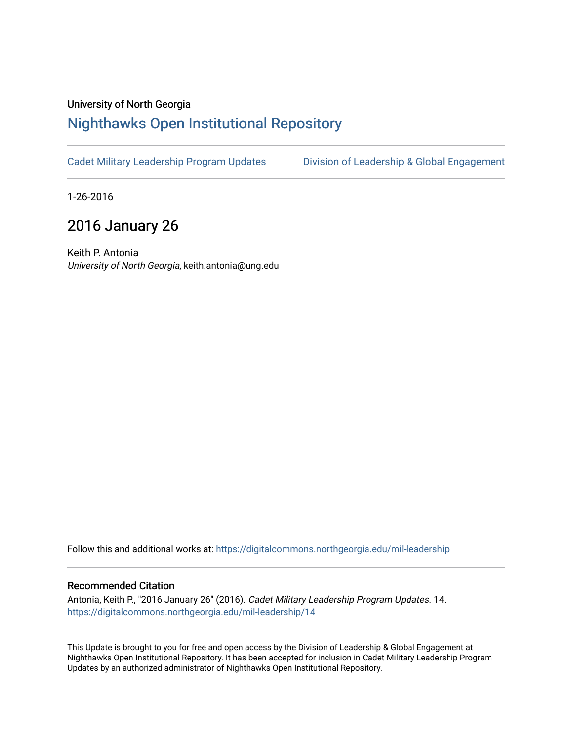University of North Georgia

# Nighthawks Open Institutional Repository

Cadet Military Leadership Program Updates | Division of Leadership & Global Engagement

1-26-2016

## 2016 January 26

Keith P. Antonia
*University of North Georgia*, keith.antonia@ung.edu

Follow this and additional works at: https://digitalcommons.northgeorgia.edu/mil-leadership

### Recommended Citation

Antonia, Keith P., "2016 January 26" (2016). *Cadet Military Leadership Program Updates*. 14.
https://digitalcommons.northgeorgia.edu/mil-leadership/14

This Update is brought to you for free and open access by the Division of Leadership & Global Engagement at Nighthawks Open Institutional Repository. It has been accepted for inclusion in Cadet Military Leadership Program Updates by an authorized administrator of Nighthawks Open Institutional Repository.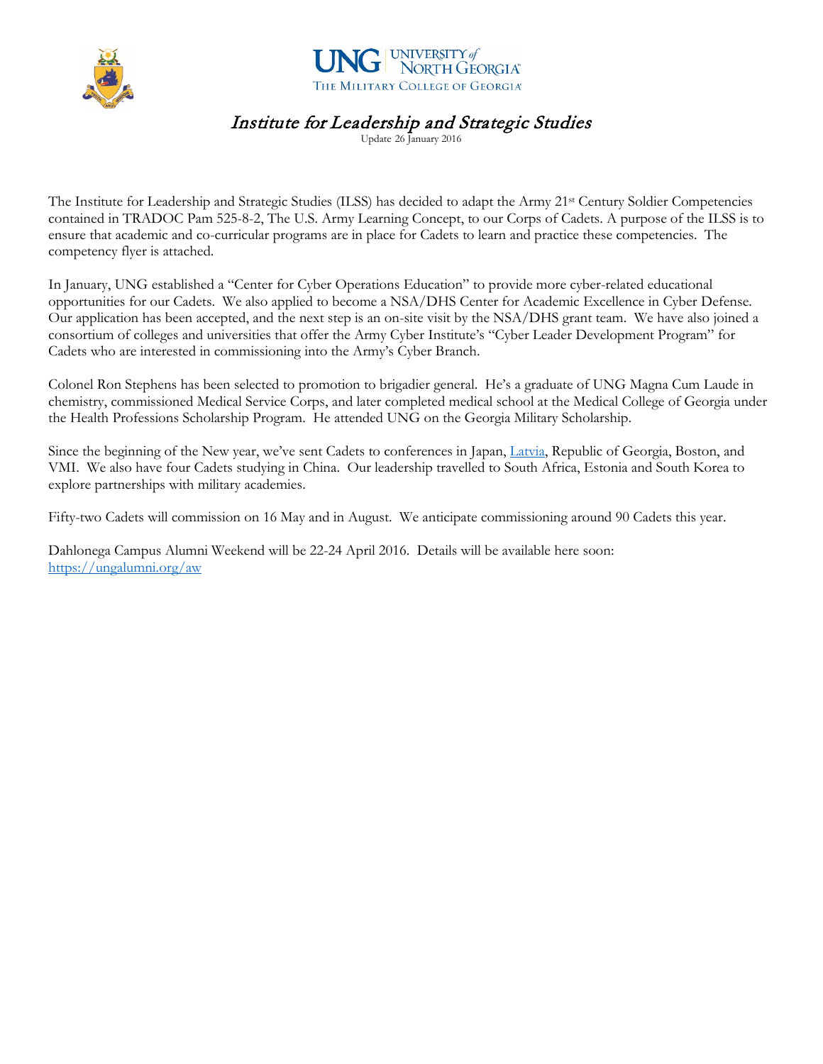UNG | UNIVERSITY *of* NORTH GEORGIA
THE MILITARY COLLEGE OF GEORGIA

# *Institute for Leadership and Strategic Studies*

Update 26 January 2016

The Institute for Leadership and Strategic Studies (ILSS) has decided to adapt the Army 21st Century Soldier Competencies contained in TRADOC Pam 525-8-2, The U.S. Army Learning Concept, to our Corps of Cadets. A purpose of the ILSS is to ensure that academic and co-curricular programs are in place for Cadets to learn and practice these competencies. The competency flyer is attached.

In January, UNG established a "Center for Cyber Operations Education" to provide more cyber-related educational opportunities for our Cadets. We also applied to become a NSA/DHS Center for Academic Excellence in Cyber Defense. Our application has been accepted, and the next step is an on-site visit by the NSA/DHS grant team. We have also joined a consortium of colleges and universities that offer the Army Cyber Institute's "Cyber Leader Development Program" for Cadets who are interested in commissioning into the Army's Cyber Branch.

Colonel Ron Stephens has been selected to promotion to brigadier general. He's a graduate of UNG Magna Cum Laude in chemistry, commissioned Medical Service Corps, and later completed medical school at the Medical College of Georgia under the Health Professions Scholarship Program. He attended UNG on the Georgia Military Scholarship.

Since the beginning of the New year, we've sent Cadets to conferences in Japan, Latvia, Republic of Georgia, Boston, and VMI. We also have four Cadets studying in China. Our leadership travelled to South Africa, Estonia and South Korea to explore partnerships with military academies.

Fifty-two Cadets will commission on 16 May and in August. We anticipate commissioning around 90 Cadets this year.

Dahlonega Campus Alumni Weekend will be 22-24 April 2016. Details will be available here soon: https://ungalumni.org/aw